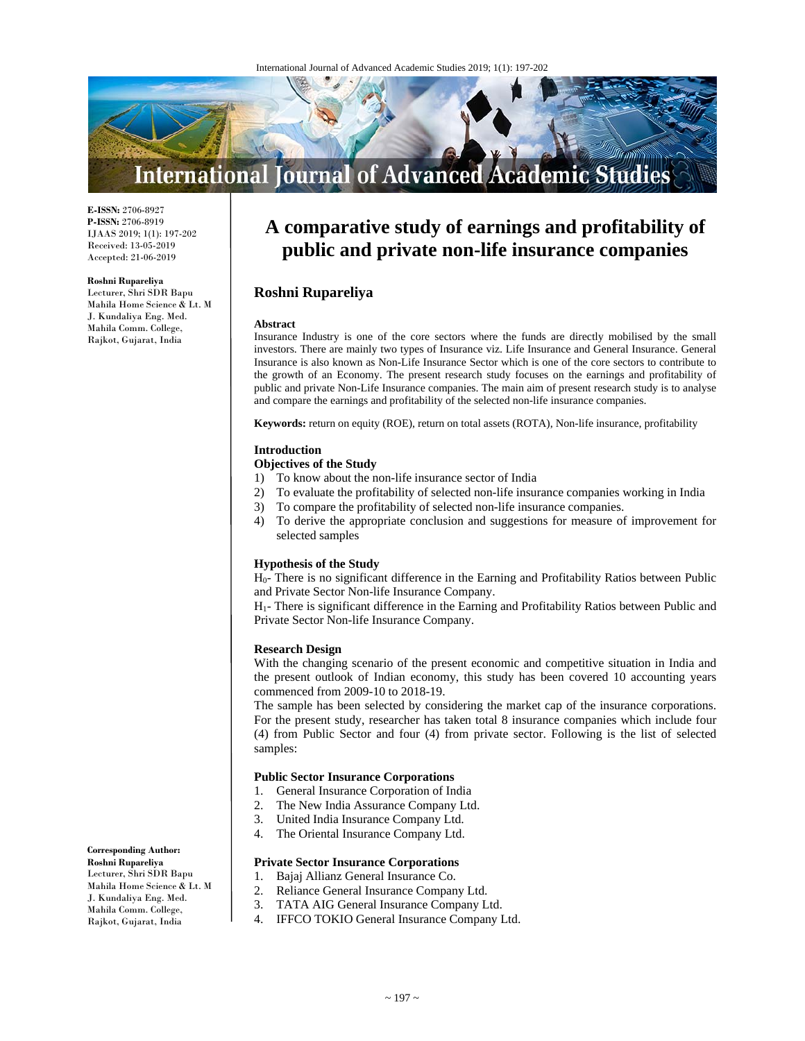**E-ISSN:** 2706-8927
**P-ISSN:** 2706-8919
IJAAS 2019; 1(1): 197-202
Received: 13-05-2019
Accepted: 21-06-2019

**Roshni Rupareliya**
Lecturer, Shri SDR Bapu Mahila Home Science & Lt. M J. Kundaliya Eng. Med. Mahila Comm. College, Rajkot, Gujarat, India

**Corresponding Author:**
**Roshni Rupareliya**
Lecturer, Shri SDR Bapu Mahila Home Science & Lt. M J. Kundaliya Eng. Med. Mahila Comm. College, Rajkot, Gujarat, India

# A comparative study of earnings and profitability of public and private non-life insurance companies

## Roshni Rupareliya

### Abstract

Insurance Industry is one of the core sectors where the funds are directly mobilised by the small investors. There are mainly two types of Insurance viz. Life Insurance and General Insurance. General Insurance is also known as Non-Life Insurance Sector which is one of the core sectors to contribute to the growth of an Economy. The present research study focuses on the earnings and profitability of public and private Non-Life Insurance companies. The main aim of present research study is to analyse and compare the earnings and profitability of the selected non-life insurance companies.

**Keywords:** return on equity (ROE), return on total assets (ROTA), Non-life insurance, profitability

### Introduction

#### Objectives of the Study

1) To know about the non-life insurance sector of India
2) To evaluate the profitability of selected non-life insurance companies working in India
3) To compare the profitability of selected non-life insurance companies.
4) To derive the appropriate conclusion and suggestions for measure of improvement for selected samples

#### Hypothesis of the Study

$H_0$- There is no significant difference in the Earning and Profitability Ratios between Public and Private Sector Non-life Insurance Company.

$H_1$- There is significant difference in the Earning and Profitability Ratios between Public and Private Sector Non-life Insurance Company.

#### Research Design

With the changing scenario of the present economic and competitive situation in India and the present outlook of Indian economy, this study has been covered 10 accounting years commenced from 2009-10 to 2018-19.

The sample has been selected by considering the market cap of the insurance corporations. For the present study, researcher has taken total 8 insurance companies which include four (4) from Public Sector and four (4) from private sector. Following is the list of selected samples:

#### Public Sector Insurance Corporations

1. General Insurance Corporation of India
2. The New India Assurance Company Ltd.
3. United India Insurance Company Ltd.
4. The Oriental Insurance Company Ltd.

#### Private Sector Insurance Corporations

1. Bajaj Allianz General Insurance Co.
2. Reliance General Insurance Company Ltd.
3. TATA AIG General Insurance Company Ltd.
4. IFFCO TOKIO General Insurance Company Ltd.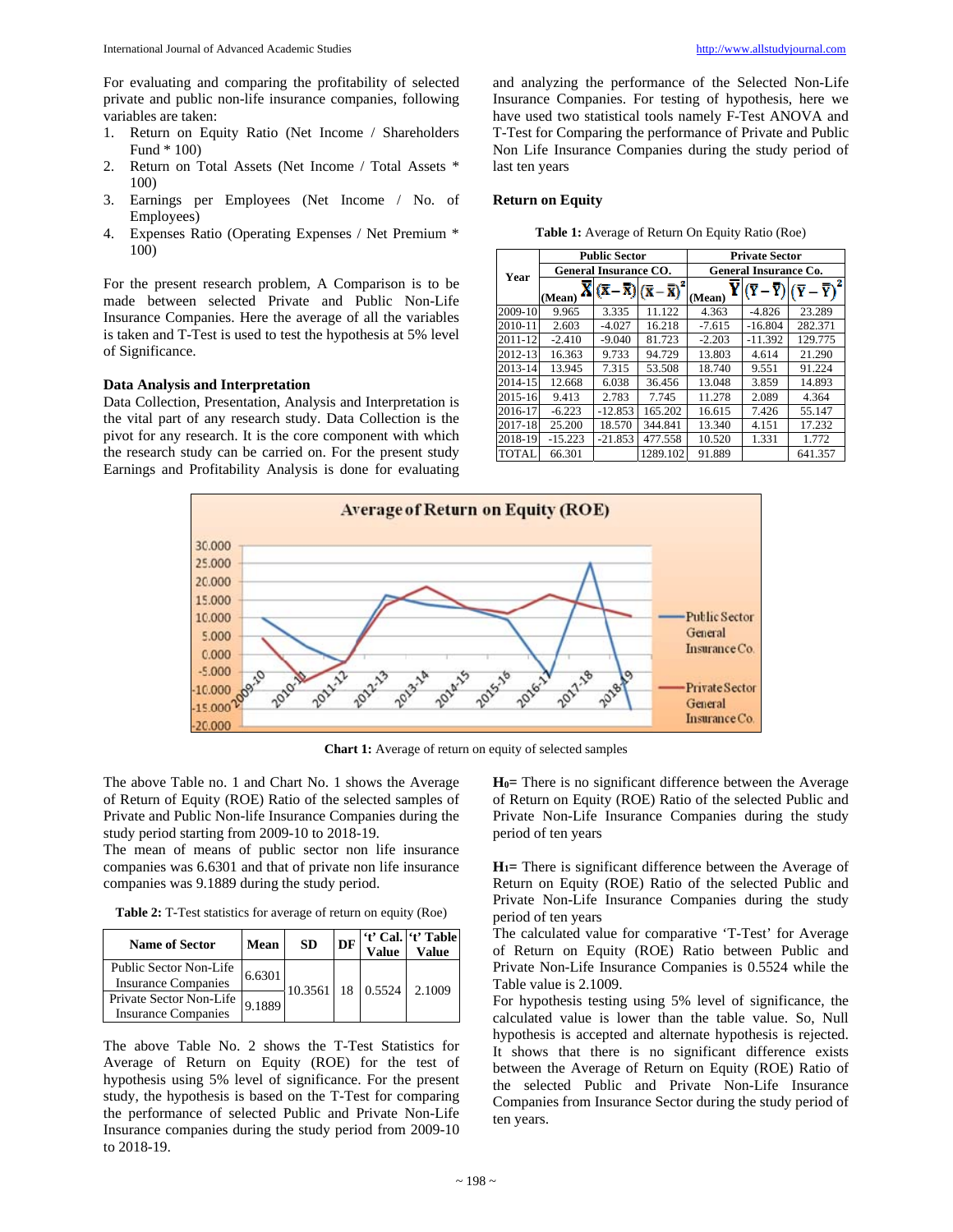For evaluating and comparing the profitability of selected private and public non-life insurance companies, following variables are taken:

1. Return on Equity Ratio (Net Income / Shareholders Fund * 100)
2. Return on Total Assets (Net Income / Total Assets * 100)
3. Earnings per Employees (Net Income / No. of Employees)
4. Expenses Ratio (Operating Expenses / Net Premium * 100)

For the present research problem, A Comparison is to be made between selected Private and Public Non-Life Insurance Companies. Here the average of all the variables is taken and T-Test is used to test the hypothesis at 5% level of Significance.

### Data Analysis and Interpretation

Data Collection, Presentation, Analysis and Interpretation is the vital part of any research study. Data Collection is the pivot for any research. It is the core component with which the research study can be carried on. For the present study Earnings and Profitability Analysis is done for evaluating and analyzing the performance of the Selected Non-Life Insurance Companies. For testing of hypothesis, here we have used two statistical tools namely F-Test ANOVA and T-Test for Comparing the performance of Private and Public Non Life Insurance Companies during the study period of last ten years

### Return on Equity

**Table 1:** Average of Return On Equity Ratio (Roe)

| Year | Public Sector | | | Private Sector | | |
|---|---|---|---|---|---|---|
| | General Insurance CO. | | | General Insurance Co. | | |
| | (Mean) $\bar{X}$ | $(\bar{X}-\bar{\bar{X}})$ | $(\bar{X}-\bar{\bar{X}})^2$ | (Mean) $\bar{Y}$ | $(\bar{Y}-\bar{\bar{Y}})$ | $(\bar{Y}-\bar{\bar{Y}})^2$ |
| 2009-10 | 9.965 | 3.335 | 11.122 | 4.363 | -4.826 | 23.289 |
| 2010-11 | 2.603 | -4.027 | 16.218 | -7.615 | -16.804 | 282.371 |
| 2011-12 | -2.410 | -9.040 | 81.723 | -2.203 | -11.392 | 129.775 |
| 2012-13 | 16.363 | 9.733 | 94.729 | 13.803 | 4.614 | 21.290 |
| 2013-14 | 13.945 | 7.315 | 53.508 | 18.740 | 9.551 | 91.224 |
| 2014-15 | 12.668 | 6.038 | 36.456 | 13.048 | 3.859 | 14.893 |
| 2015-16 | 9.413 | 2.783 | 7.745 | 11.278 | 2.089 | 4.364 |
| 2016-17 | -6.223 | -12.853 | 165.202 | 16.615 | 7.426 | 55.147 |
| 2017-18 | 25.200 | 18.570 | 344.841 | 13.340 | 4.151 | 17.232 |
| 2018-19 | -15.223 | -21.853 | 477.558 | 10.520 | 1.331 | 1.772 |
| TOTAL | 66.301 | | 1289.102 | 91.889 | | 641.357 |

**Chart 1:** Average of return on equity of selected samples

The above Table no. 1 and Chart No. 1 shows the Average of Return of Equity (ROE) Ratio of the selected samples of Private and Public Non-life Insurance Companies during the study period starting from 2009-10 to 2018-19.

The mean of means of public sector non life insurance companies was 6.6301 and that of private non life insurance companies was 9.1889 during the study period.

**Table 2:** T-Test statistics for average of return on equity (Roe)

| Name of Sector | Mean | SD | DF | 't' Cal. Value | 't' Table Value |
|---|---|---|---|---|---|
| Public Sector Non-Life Insurance Companies | 6.6301 | 10.3561 | 18 | 0.5524 | 2.1009 |
| Private Sector Non-Life Insurance Companies | 9.1889 | | | | |

The above Table No. 2 shows the T-Test Statistics for Average of Return on Equity (ROE) for the test of hypothesis using 5% level of significance. For the present study, the hypothesis is based on the T-Test for comparing the performance of selected Public and Private Non-Life Insurance companies during the study period from 2009-10 to 2018-19.

**$H_0$=** There is no significant difference between the Average of Return on Equity (ROE) Ratio of the selected Public and Private Non-Life Insurance Companies during the study period of ten years

**$H_1$=** There is significant difference between the Average of Return on Equity (ROE) Ratio of the selected Public and Private Non-Life Insurance Companies during the study period of ten years

The calculated value for comparative 'T-Test' for Average of Return on Equity (ROE) Ratio between Public and Private Non-Life Insurance Companies is 0.5524 while the Table value is 2.1009.

For hypothesis testing using 5% level of significance, the calculated value is lower than the table value. So, Null hypothesis is accepted and alternate hypothesis is rejected. It shows that there is no significant difference exists between the Average of Return on Equity (ROE) Ratio of the selected Public and Private Non-Life Insurance Companies from Insurance Sector during the study period of ten years.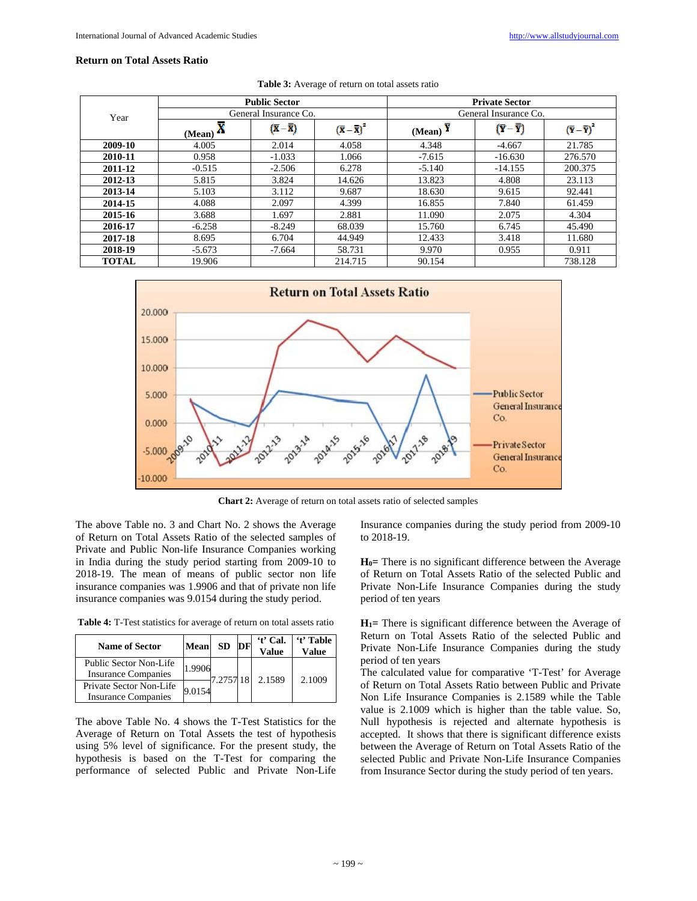### Return on Total Assets Ratio

**Table 3:** Average of return on total assets ratio

| Year | Public Sector General Insurance Co. | | | Private Sector General Insurance Co. | | |
|---|---|---|---|---|---|---|
| | (Mean) $\bar{X}$ | $(\bar{X}-\bar{\bar{X}})$ | $(\bar{X}-\bar{\bar{X}})^2$ | (Mean) $\bar{Y}$ | $(\bar{Y}-\bar{\bar{Y}})$ | $(\bar{Y}-\bar{\bar{Y}})^2$ |
| **2009-10** | 4.005 | 2.014 | 4.058 | 4.348 | -4.667 | 21.785 |
| **2010-11** | 0.958 | -1.033 | 1.066 | -7.615 | -16.630 | 276.570 |
| **2011-12** | -0.515 | -2.506 | 6.278 | -5.140 | -14.155 | 200.375 |
| **2012-13** | 5.815 | 3.824 | 14.626 | 13.823 | 4.808 | 23.113 |
| **2013-14** | 5.103 | 3.112 | 9.687 | 18.630 | 9.615 | 92.441 |
| **2014-15** | 4.088 | 2.097 | 4.399 | 16.855 | 7.840 | 61.459 |
| **2015-16** | 3.688 | 1.697 | 2.881 | 11.090 | 2.075 | 4.304 |
| **2016-17** | -6.258 | -8.249 | 68.039 | 15.760 | 6.745 | 45.490 |
| **2017-18** | 8.695 | 6.704 | 44.949 | 12.433 | 3.418 | 11.680 |
| **2018-19** | -5.673 | -7.664 | 58.731 | 9.970 | 0.955 | 0.911 |
| **TOTAL** | 19.906 | | 214.715 | 90.154 | | 738.128 |

**Chart 2:** Average of return on total assets ratio of selected samples

The above Table no. 3 and Chart No. 2 shows the Average of Return on Total Assets Ratio of the selected samples of Private and Public Non-life Insurance Companies working in India during the study period starting from 2009-10 to 2018-19. The mean of means of public sector non life insurance companies was 1.9906 and that of private non life insurance companies was 9.0154 during the study period.

**Table 4:** T-Test statistics for average of return on total assets ratio

| Name of Sector | Mean | SD | DF | 't' Cal. Value | 't' Table Value |
|---|---|---|---|---|---|
| Public Sector Non-Life Insurance Companies | 1.9906 | 7.2757 | 18 | 2.1589 | 2.1009 |
| Private Sector Non-Life Insurance Companies | 9.0154 | | | | |

The above Table No. 4 shows the T-Test Statistics for the Average of Return on Total Assets the test of hypothesis using 5% level of significance. For the present study, the hypothesis is based on the T-Test for comparing the performance of selected Public and Private Non-Life Insurance companies during the study period from 2009-10 to 2018-19.

**$H_0$=** There is no significant difference between the Average of Return on Total Assets Ratio of the selected Public and Private Non-Life Insurance Companies during the study period of ten years

**$H_1$=** There is significant difference between the Average of Return on Total Assets Ratio of the selected Public and Private Non-Life Insurance Companies during the study period of ten years

The calculated value for comparative 'T-Test' for Average of Return on Total Assets Ratio between Public and Private Non Life Insurance Companies is 2.1589 while the Table value is 2.1009 which is higher than the table value. So, Null hypothesis is rejected and alternate hypothesis is accepted. It shows that there is significant difference exists between the Average of Return on Total Assets Ratio of the selected Public and Private Non-Life Insurance Companies from Insurance Sector during the study period of ten years.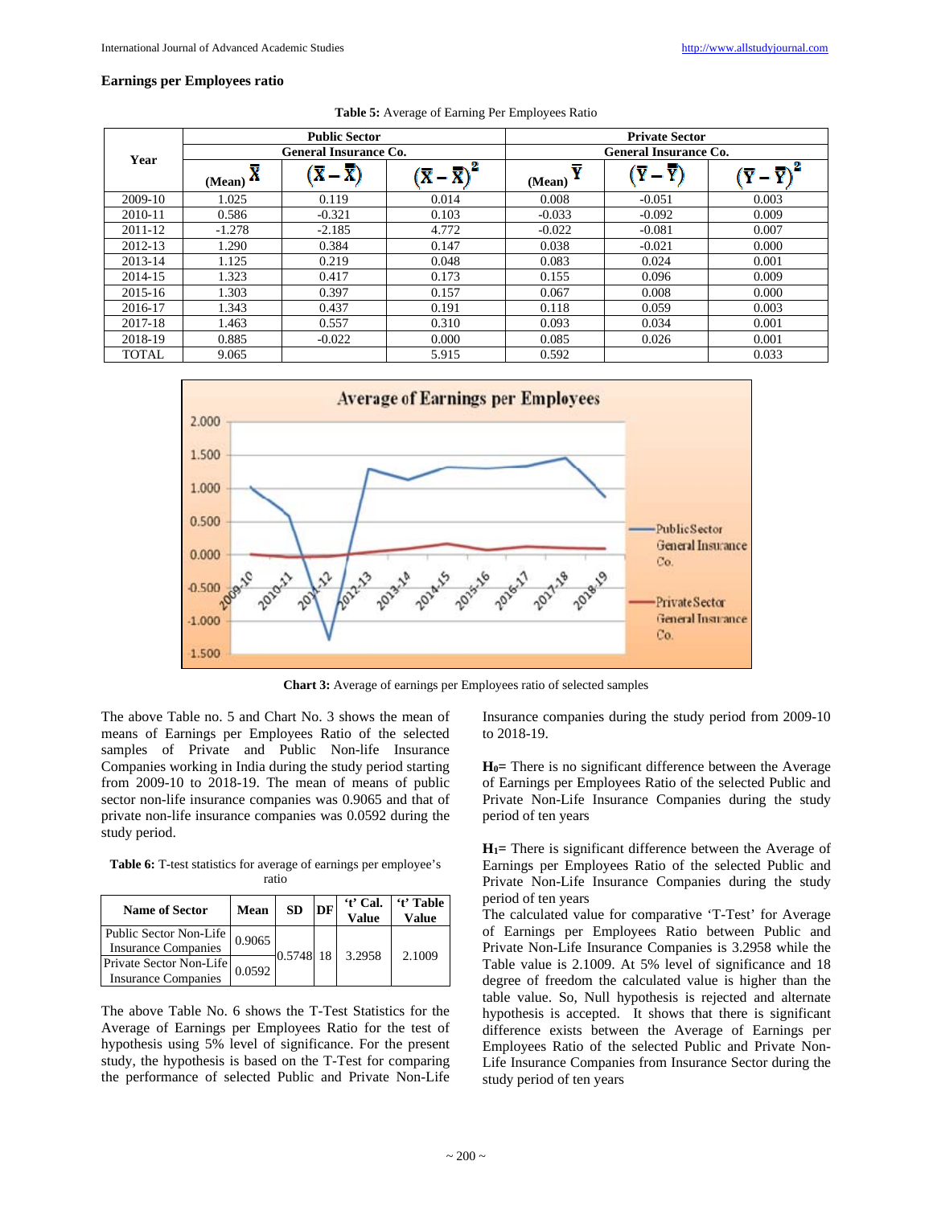**Earnings per Employees ratio**

**Table 5:** Average of Earning Per Employees Ratio

| Year | Public Sector General Insurance Co. | | | Private Sector General Insurance Co. | | |
|---|---|---|---|---|---|---|
| | (Mean) $\overline{\overline{X}}$ | $(\overline{X} - \overline{\overline{X}})$ | $(\overline{X} - \overline{\overline{X}})^2$ | (Mean) $\overline{\overline{Y}}$ | $(\overline{Y} - \overline{\overline{Y}})$ | $(\overline{Y} - \overline{\overline{Y}})^2$ |
| 2009-10 | 1.025 | 0.119 | 0.014 | 0.008 | -0.051 | 0.003 |
| 2010-11 | 0.586 | -0.321 | 0.103 | -0.033 | -0.092 | 0.009 |
| 2011-12 | -1.278 | -2.185 | 4.772 | -0.022 | -0.081 | 0.007 |
| 2012-13 | 1.290 | 0.384 | 0.147 | 0.038 | -0.021 | 0.000 |
| 2013-14 | 1.125 | 0.219 | 0.048 | 0.083 | 0.024 | 0.001 |
| 2014-15 | 1.323 | 0.417 | 0.173 | 0.155 | 0.096 | 0.009 |
| 2015-16 | 1.303 | 0.397 | 0.157 | 0.067 | 0.008 | 0.000 |
| 2016-17 | 1.343 | 0.437 | 0.191 | 0.118 | 0.059 | 0.003 |
| 2017-18 | 1.463 | 0.557 | 0.310 | 0.093 | 0.034 | 0.001 |
| 2018-19 | 0.885 | -0.022 | 0.000 | 0.085 | 0.026 | 0.001 |
| TOTAL | 9.065 | | 5.915 | 0.592 | | 0.033 |

**Chart 3:** Average of earnings per Employees ratio of selected samples

The above Table no. 5 and Chart No. 3 shows the mean of means of Earnings per Employees Ratio of the selected samples of Private and Public Non-life Insurance Companies working in India during the study period starting from 2009-10 to 2018-19. The mean of means of public sector non-life insurance companies was 0.9065 and that of private non-life insurance companies was 0.0592 during the study period.

**Table 6:** T-test statistics for average of earnings per employee's ratio

| Name of Sector | Mean | SD | DF | 't' Cal. Value | 't' Table Value |
|---|---|---|---|---|---|
| Public Sector Non-Life Insurance Companies | 0.9065 | 0.5748 | 18 | 3.2958 | 2.1009 |
| Private Sector Non-Life Insurance Companies | 0.0592 | | | | |

The above Table No. 6 shows the T-Test Statistics for the Average of Earnings per Employees Ratio for the test of hypothesis using 5% level of significance. For the present study, the hypothesis is based on the T-Test for comparing the performance of selected Public and Private Non-Life Insurance companies during the study period from 2009-10 to 2018-19.

**$H_0$=** There is no significant difference between the Average of Earnings per Employees Ratio of the selected Public and Private Non-Life Insurance Companies during the study period of ten years

**$H_1$=** There is significant difference between the Average of Earnings per Employees Ratio of the selected Public and Private Non-Life Insurance Companies during the study period of ten years

The calculated value for comparative 'T-Test' for Average of Earnings per Employees Ratio between Public and Private Non-Life Insurance Companies is 3.2958 while the Table value is 2.1009. At 5% level of significance and 18 degree of freedom the calculated value is higher than the table value. So, Null hypothesis is rejected and alternate hypothesis is accepted. It shows that there is significant difference exists between the Average of Earnings per Employees Ratio of the selected Public and Private Non-Life Insurance Companies from Insurance Sector during the study period of ten years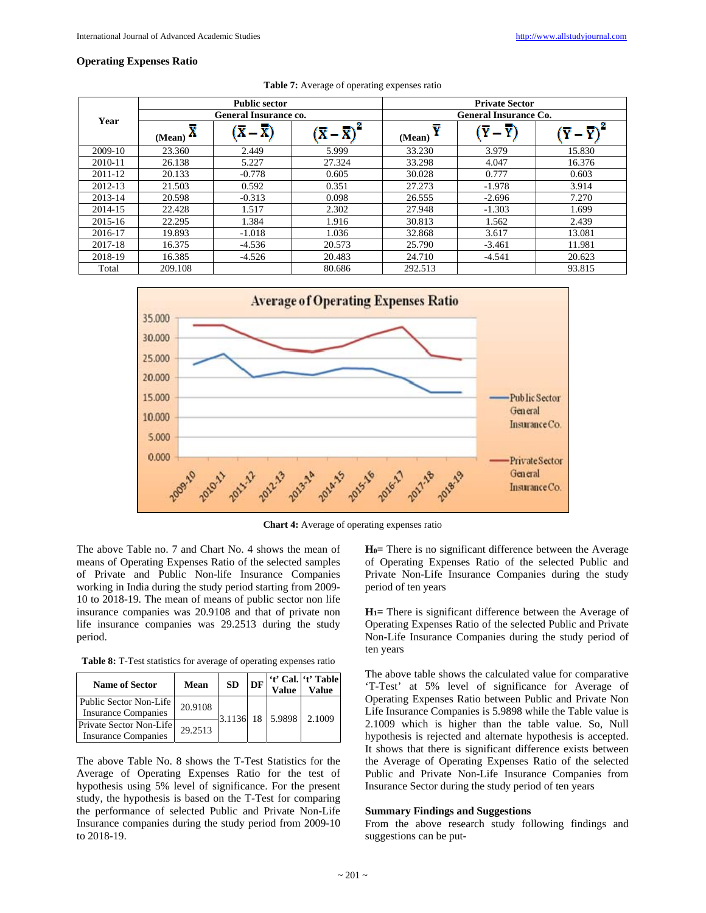### Operating Expenses Ratio

**Table 7:** Average of operating expenses ratio

| Year | Public sector General Insurance co. | | | Private Sector General Insurance Co. | | |
|---|---|---|---|---|---|---|
| | (Mean) $\bar{\bar{X}}$ | $(\bar{X}-\bar{\bar{X}})$ | $(\bar{X}-\bar{\bar{X}})^2$ | (Mean) $\bar{\bar{Y}}$ | $(\bar{Y}-\bar{\bar{Y}})$ | $(\bar{Y}-\bar{\bar{Y}})^2$ |
| 2009-10 | 23.360 | 2.449 | 5.999 | 33.230 | 3.979 | 15.830 |
| 2010-11 | 26.138 | 5.227 | 27.324 | 33.298 | 4.047 | 16.376 |
| 2011-12 | 20.133 | -0.778 | 0.605 | 30.028 | 0.777 | 0.603 |
| 2012-13 | 21.503 | 0.592 | 0.351 | 27.273 | -1.978 | 3.914 |
| 2013-14 | 20.598 | -0.313 | 0.098 | 26.555 | -2.696 | 7.270 |
| 2014-15 | 22.428 | 1.517 | 2.302 | 27.948 | -1.303 | 1.699 |
| 2015-16 | 22.295 | 1.384 | 1.916 | 30.813 | 1.562 | 2.439 |
| 2016-17 | 19.893 | -1.018 | 1.036 | 32.868 | 3.617 | 13.081 |
| 2017-18 | 16.375 | -4.536 | 20.573 | 25.790 | -3.461 | 11.981 |
| 2018-19 | 16.385 | -4.526 | 20.483 | 24.710 | -4.541 | 20.623 |
| Total | 209.108 | | 80.686 | 292.513 | | 93.815 |

**Chart 4:** Average of operating expenses ratio

The above Table no. 7 and Chart No. 4 shows the mean of means of Operating Expenses Ratio of the selected samples of Private and Public Non-life Insurance Companies working in India during the study period starting from 2009-10 to 2018-19. The mean of means of public sector non life insurance companies was 20.9108 and that of private non life insurance companies was 29.2513 during the study period.

**Table 8:** T-Test statistics for average of operating expenses ratio

| Name of Sector | Mean | SD | DF | 't' Cal. Value | 't' Table Value |
|---|---|---|---|---|---|
| Public Sector Non-Life Insurance Companies | 20.9108 | 3.1136 | 18 | 5.9898 | 2.1009 |
| Private Sector Non-Life Insurance Companies | 29.2513 | | | | |

The above Table No. 8 shows the T-Test Statistics for the Average of Operating Expenses Ratio for the test of hypothesis using 5% level of significance. For the present study, the hypothesis is based on the T-Test for comparing the performance of selected Public and Private Non-Life Insurance companies during the study period from 2009-10 to 2018-19.

**$H_0$=** There is no significant difference between the Average of Operating Expenses Ratio of the selected Public and Private Non-Life Insurance Companies during the study period of ten years

**$H_1$=** There is significant difference between the Average of Operating Expenses Ratio of the selected Public and Private Non-Life Insurance Companies during the study period of ten years

The above table shows the calculated value for comparative 'T-Test' at 5% level of significance for Average of Operating Expenses Ratio between Public and Private Non Life Insurance Companies is 5.9898 while the Table value is 2.1009 which is higher than the table value. So, Null hypothesis is rejected and alternate hypothesis is accepted. It shows that there is significant difference exists between the Average of Operating Expenses Ratio of the selected Public and Private Non-Life Insurance Companies from Insurance Sector during the study period of ten years

**Summary Findings and Suggestions**

From the above research study following findings and suggestions can be put-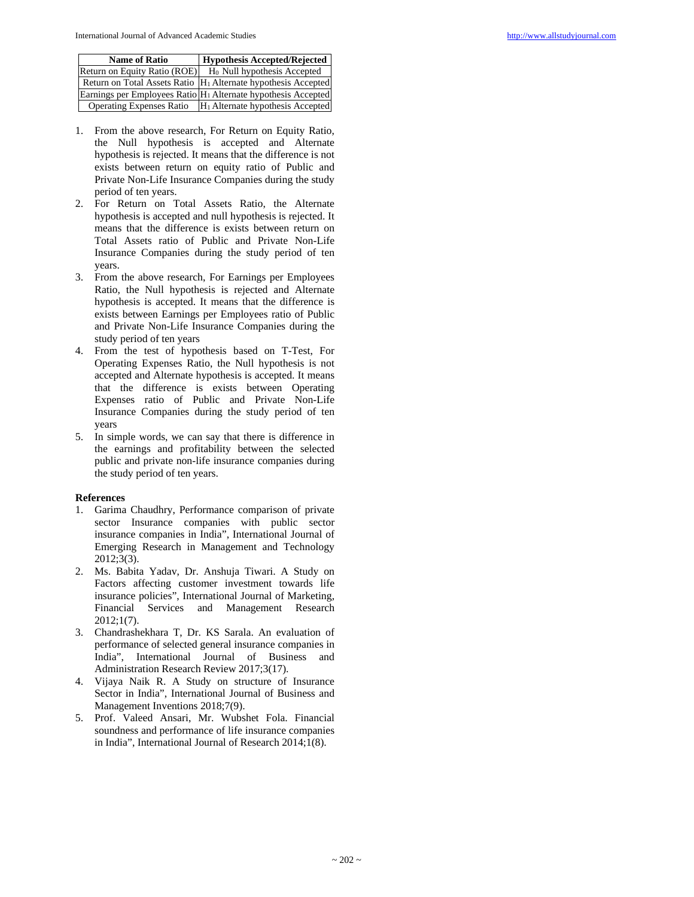| Name of Ratio | Hypothesis Accepted/Rejected |
|---|---|
| Return on Equity Ratio (ROE) | $H_0$ Null hypothesis Accepted |
| Return on Total Assets Ratio | $H_1$ Alternate hypothesis Accepted |
| Earnings per Employees Ratio | $H_1$ Alternate hypothesis Accepted |
| Operating Expenses Ratio | $H_1$ Alternate hypothesis Accepted |

1. From the above research, For Return on Equity Ratio, the Null hypothesis is accepted and Alternate hypothesis is rejected. It means that the difference is not exists between return on equity ratio of Public and Private Non-Life Insurance Companies during the study period of ten years.
2. For Return on Total Assets Ratio, the Alternate hypothesis is accepted and null hypothesis is rejected. It means that the difference is exists between return on Total Assets ratio of Public and Private Non-Life Insurance Companies during the study period of ten years.
3. From the above research, For Earnings per Employees Ratio, the Null hypothesis is rejected and Alternate hypothesis is accepted. It means that the difference is exists between Earnings per Employees ratio of Public and Private Non-Life Insurance Companies during the study period of ten years
4. From the test of hypothesis based on T-Test, For Operating Expenses Ratio, the Null hypothesis is not accepted and Alternate hypothesis is accepted. It means that the difference is exists between Operating Expenses ratio of Public and Private Non-Life Insurance Companies during the study period of ten years
5. In simple words, we can say that there is difference in the earnings and profitability between the selected public and private non-life insurance companies during the study period of ten years.

**References**

1. Garima Chaudhry, Performance comparison of private sector Insurance companies with public sector insurance companies in India", International Journal of Emerging Research in Management and Technology 2012;3(3).
2. Ms. Babita Yadav, Dr. Anshuja Tiwari. A Study on Factors affecting customer investment towards life insurance policies", International Journal of Marketing, Financial Services and Management Research 2012;1(7).
3. Chandrashekhara T, Dr. KS Sarala. An evaluation of performance of selected general insurance companies in India", International Journal of Business and Administration Research Review 2017;3(17).
4. Vijaya Naik R. A Study on structure of Insurance Sector in India", International Journal of Business and Management Inventions 2018;7(9).
5. Prof. Valeed Ansari, Mr. Wubshet Fola. Financial soundness and performance of life insurance companies in India", International Journal of Research 2014;1(8).